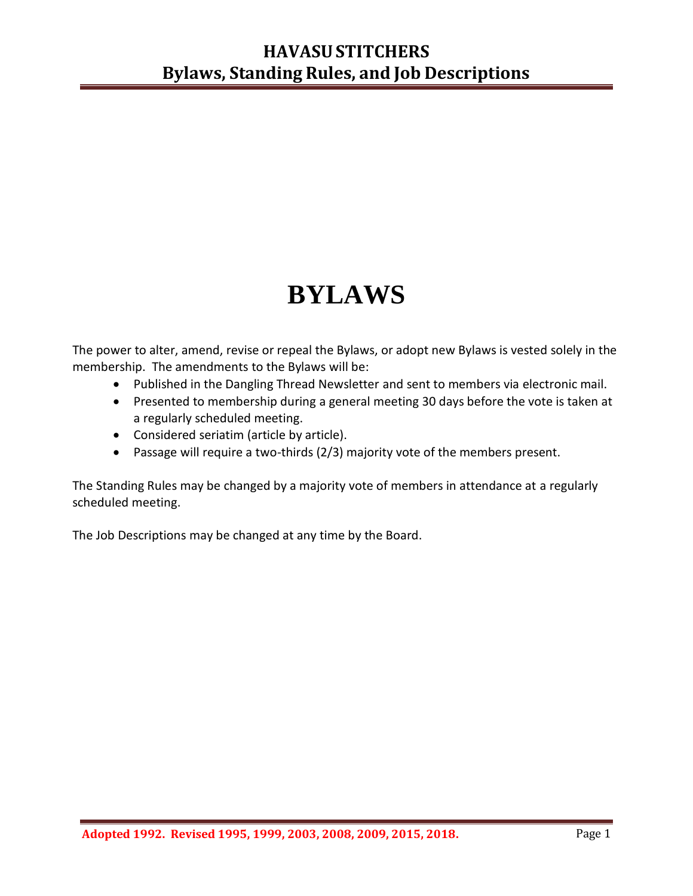# BYLAWS

The power to alter, amend, revise or repeal the Bylaws, or adopt new Bylaws is vested solely in the membership. The amendments to the Bylaws will be:

- Published in the Dangling Thread Newsletter and sent to members via electronic mail.
- Presented to membership during a general meeting 30 days before the vote is taken at a regularly scheduled meeting.
- Considered seriatim (article by article).
- Passage will require a two-thirds (2/3) majority vote of the members present.

The Standing Rules may be changed by a majority vote of members in attendance at a regularly scheduled meeting.

The Job Descriptions may be changed at any time by the Board.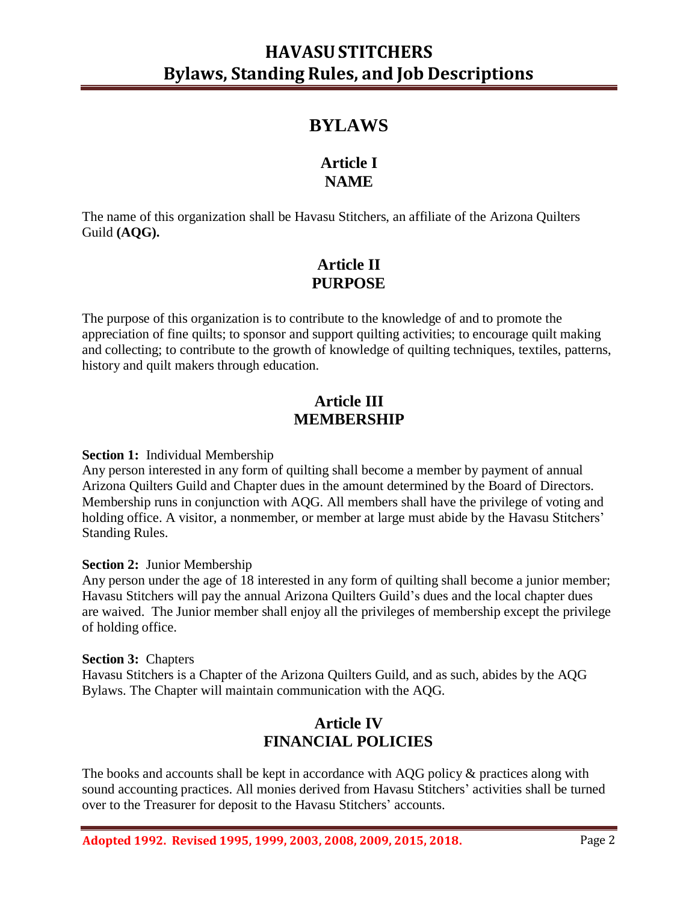# BYLAWS

## Article I
## NAME

The name of this organization shall be Havasu Stitchers, an affiliate of the Arizona Quilters Guild **(AQG).**

## Article II
## PURPOSE

The purpose of this organization is to contribute to the knowledge of and to promote the appreciation of fine quilts; to sponsor and support quilting activities; to encourage quilt making and collecting; to contribute to the growth of knowledge of quilting techniques, textiles, patterns, history and quilt makers through education.

## Article III
## MEMBERSHIP

**Section 1:** Individual Membership
Any person interested in any form of quilting shall become a member by payment of annual Arizona Quilters Guild and Chapter dues in the amount determined by the Board of Directors. Membership runs in conjunction with AQG. All members shall have the privilege of voting and holding office. A visitor, a nonmember, or member at large must abide by the Havasu Stitchers' Standing Rules.

**Section 2:** Junior Membership
Any person under the age of 18 interested in any form of quilting shall become a junior member; Havasu Stitchers will pay the annual Arizona Quilters Guild's dues and the local chapter dues are waived. The Junior member shall enjoy all the privileges of membership except the privilege of holding office.

**Section 3:** Chapters
Havasu Stitchers is a Chapter of the Arizona Quilters Guild, and as such, abides by the AQG Bylaws. The Chapter will maintain communication with the AQG.

## Article IV
## FINANCIAL POLICIES

The books and accounts shall be kept in accordance with AQG policy & practices along with sound accounting practices. All monies derived from Havasu Stitchers' activities shall be turned over to the Treasurer for deposit to the Havasu Stitchers' accounts.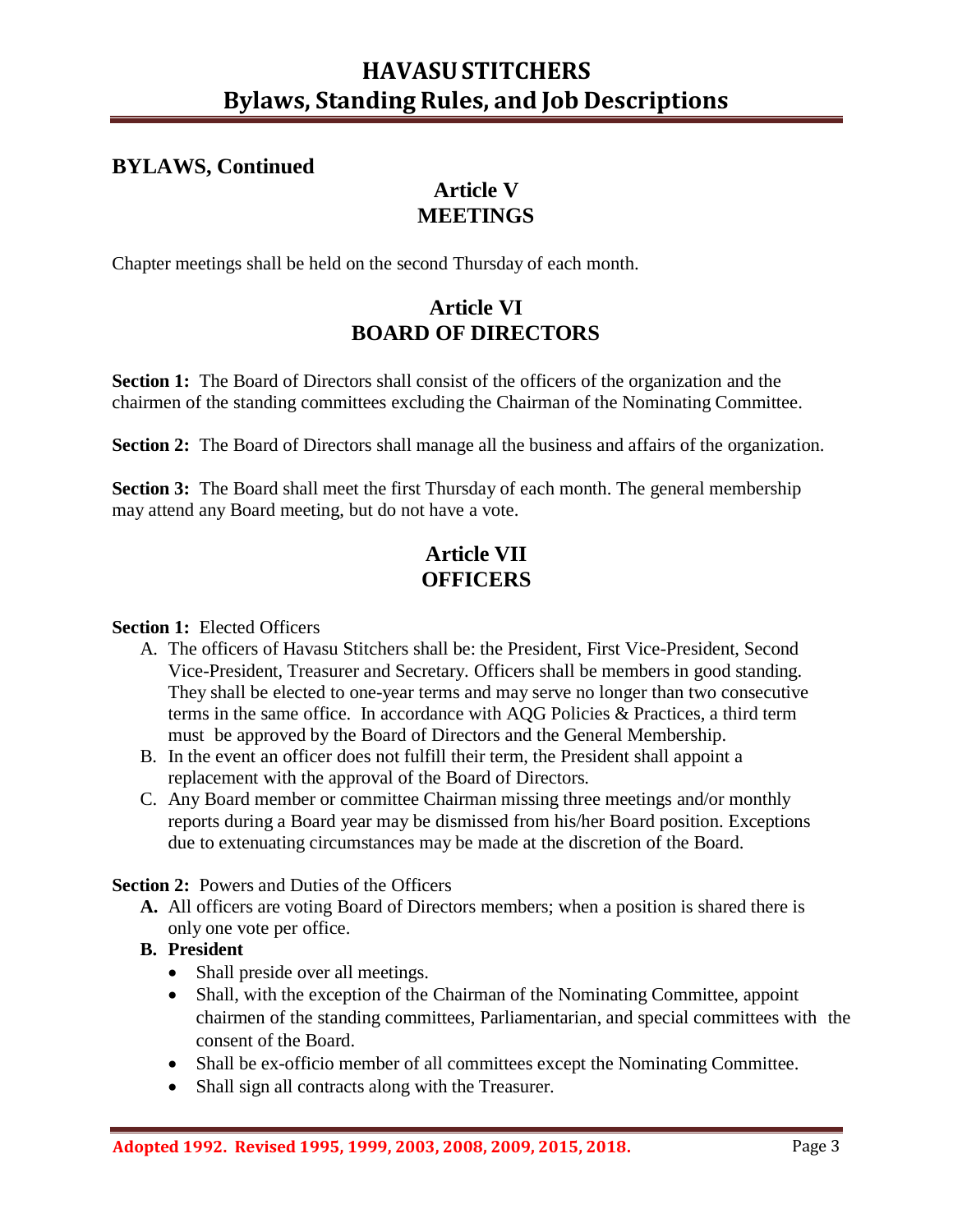## BYLAWS, Continued

### Article V
### MEETINGS

Chapter meetings shall be held on the second Thursday of each month.

### Article VI
### BOARD OF DIRECTORS

**Section 1:** The Board of Directors shall consist of the officers of the organization and the chairmen of the standing committees excluding the Chairman of the Nominating Committee.

**Section 2:** The Board of Directors shall manage all the business and affairs of the organization.

**Section 3:** The Board shall meet the first Thursday of each month. The general membership may attend any Board meeting, but do not have a vote.

### Article VII
### OFFICERS

**Section 1:** Elected Officers

A. The officers of Havasu Stitchers shall be: the President, First Vice-President, Second Vice-President, Treasurer and Secretary. Officers shall be members in good standing. They shall be elected to one-year terms and may serve no longer than two consecutive terms in the same office. In accordance with AQG Policies & Practices, a third term must be approved by the Board of Directors and the General Membership.
B. In the event an officer does not fulfill their term, the President shall appoint a replacement with the approval of the Board of Directors.
C. Any Board member or committee Chairman missing three meetings and/or monthly reports during a Board year may be dismissed from his/her Board position. Exceptions due to extenuating circumstances may be made at the discretion of the Board.

**Section 2:** Powers and Duties of the Officers

**A.** All officers are voting Board of Directors members; when a position is shared there is only one vote per office.

**B. President**

- Shall preside over all meetings.
- Shall, with the exception of the Chairman of the Nominating Committee, appoint chairmen of the standing committees, Parliamentarian, and special committees with the consent of the Board.
- Shall be ex-officio member of all committees except the Nominating Committee.
- Shall sign all contracts along with the Treasurer.

**Adopted 1992. Revised 1995, 1999, 2003, 2008, 2009, 2015, 2018.**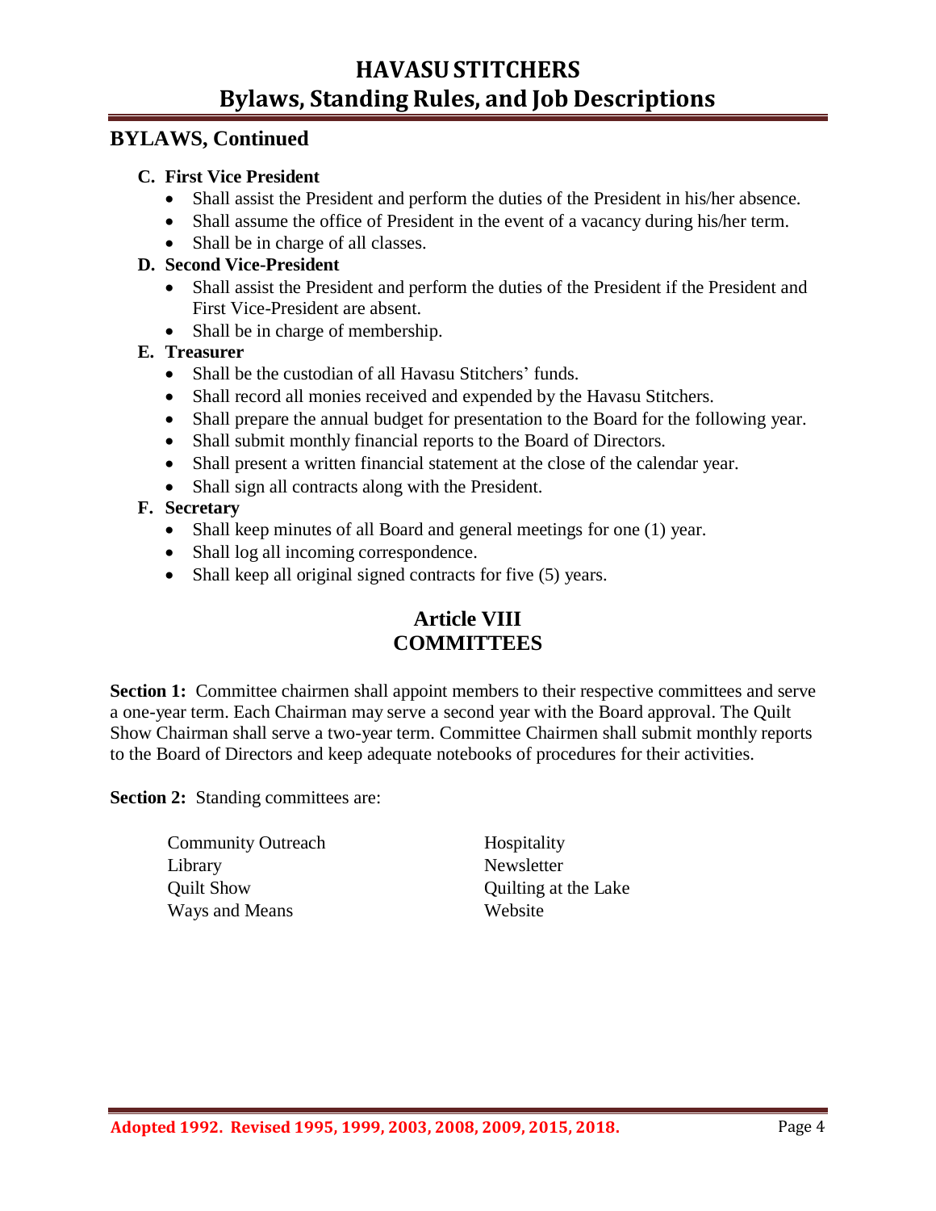## BYLAWS, Continued

**C. First Vice President**

- Shall assist the President and perform the duties of the President in his/her absence.
- Shall assume the office of President in the event of a vacancy during his/her term.
- Shall be in charge of all classes.

**D. Second Vice-President**

- Shall assist the President and perform the duties of the President if the President and First Vice-President are absent.
- Shall be in charge of membership.

**E. Treasurer**

- Shall be the custodian of all Havasu Stitchers' funds.
- Shall record all monies received and expended by the Havasu Stitchers.
- Shall prepare the annual budget for presentation to the Board for the following year.
- Shall submit monthly financial reports to the Board of Directors.
- Shall present a written financial statement at the close of the calendar year.
- Shall sign all contracts along with the President.

**F. Secretary**

- Shall keep minutes of all Board and general meetings for one (1) year.
- Shall log all incoming correspondence.
- Shall keep all original signed contracts for five (5) years.

## Article VIII
## COMMITTEES

**Section 1:** Committee chairmen shall appoint members to their respective committees and serve a one-year term. Each Chairman may serve a second year with the Board approval. The Quilt Show Chairman shall serve a two-year term. Committee Chairmen shall submit monthly reports to the Board of Directors and keep adequate notebooks of procedures for their activities.

**Section 2:** Standing committees are:

- Community Outreach
- Hospitality
- Library
- Newsletter
- Quilt Show
- Quilting at the Lake
- Ways and Means
- Website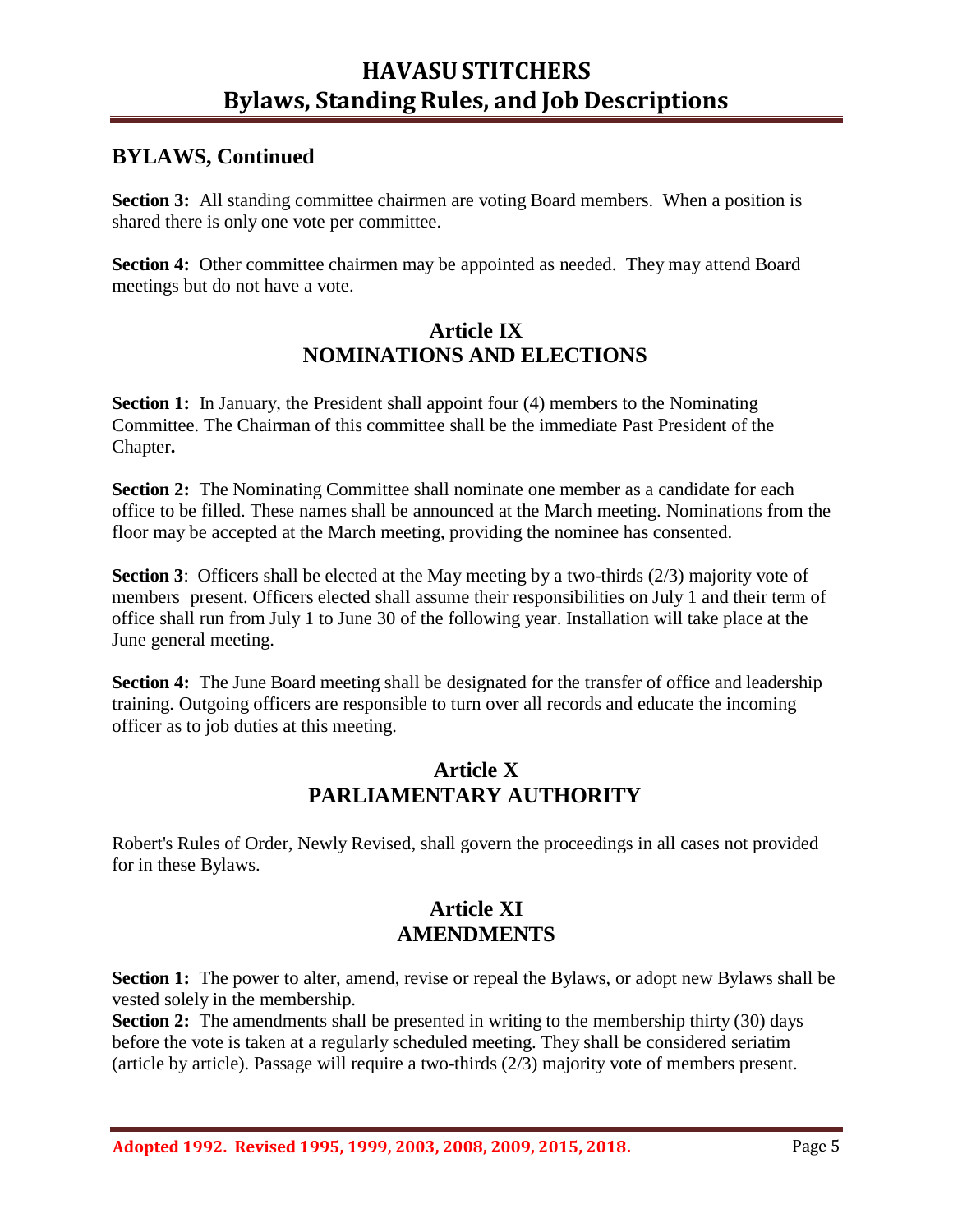## BYLAWS, Continued

**Section 3:** All standing committee chairmen are voting Board members. When a position is shared there is only one vote per committee.

**Section 4:** Other committee chairmen may be appointed as needed. They may attend Board meetings but do not have a vote.

### Article IX
### NOMINATIONS AND ELECTIONS

**Section 1:** In January, the President shall appoint four (4) members to the Nominating Committee. The Chairman of this committee shall be the immediate Past President of the Chapter**.**

**Section 2:** The Nominating Committee shall nominate one member as a candidate for each office to be filled. These names shall be announced at the March meeting. Nominations from the floor may be accepted at the March meeting, providing the nominee has consented.

**Section 3**: Officers shall be elected at the May meeting by a two-thirds (2/3) majority vote of members present. Officers elected shall assume their responsibilities on July 1 and their term of office shall run from July 1 to June 30 of the following year. Installation will take place at the June general meeting.

**Section 4:** The June Board meeting shall be designated for the transfer of office and leadership training. Outgoing officers are responsible to turn over all records and educate the incoming officer as to job duties at this meeting.

### Article X
### PARLIAMENTARY AUTHORITY

Robert's Rules of Order, Newly Revised, shall govern the proceedings in all cases not provided for in these Bylaws.

### Article XI
### AMENDMENTS

**Section 1:** The power to alter, amend, revise or repeal the Bylaws, or adopt new Bylaws shall be vested solely in the membership.

**Section 2:** The amendments shall be presented in writing to the membership thirty (30) days before the vote is taken at a regularly scheduled meeting. They shall be considered seriatim (article by article). Passage will require a two-thirds (2/3) majority vote of members present.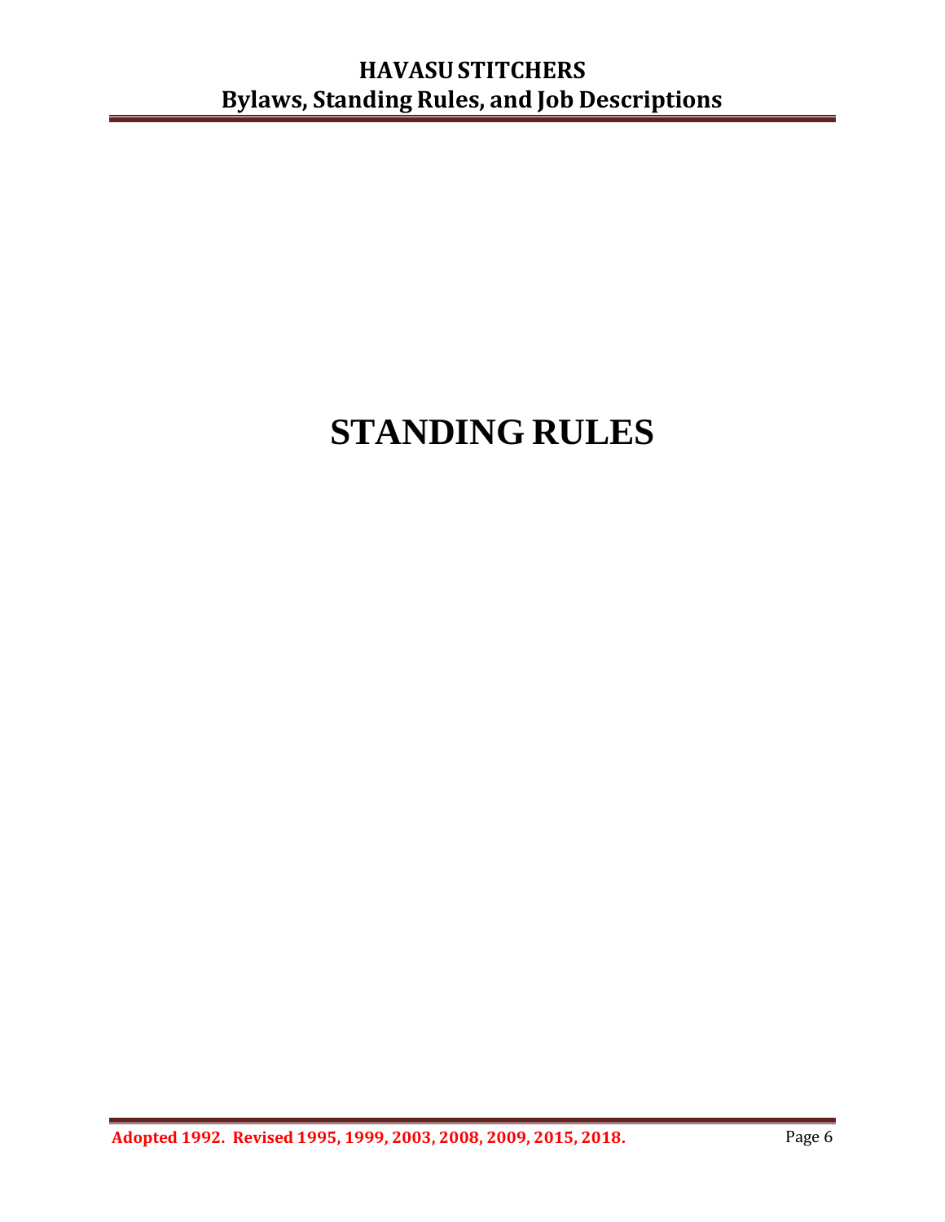# STANDING RULES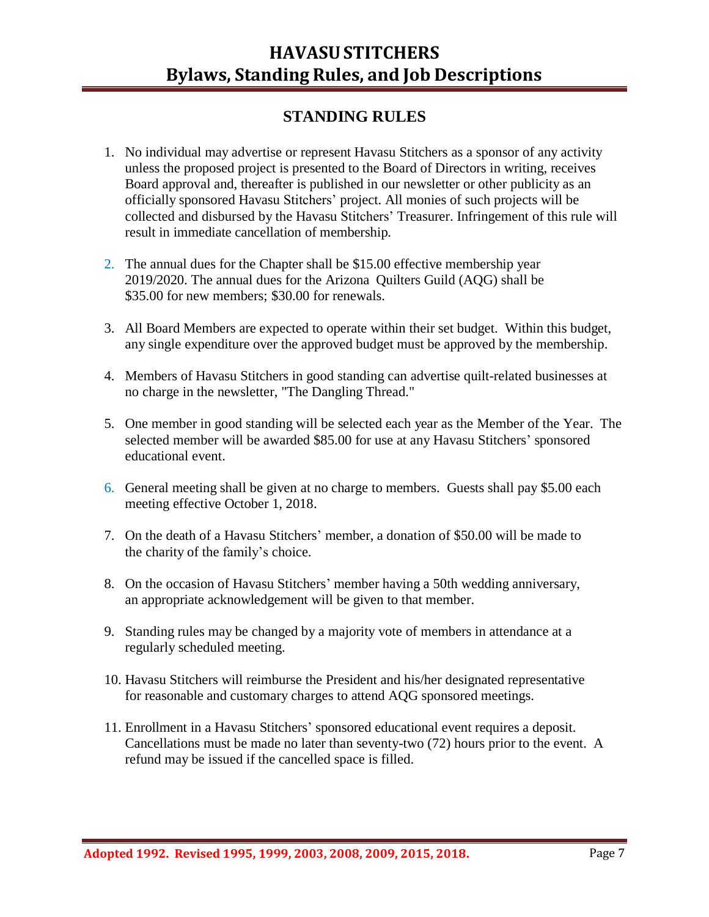## STANDING RULES

1. No individual may advertise or represent Havasu Stitchers as a sponsor of any activity unless the proposed project is presented to the Board of Directors in writing, receives Board approval and, thereafter is published in our newsletter or other publicity as an officially sponsored Havasu Stitchers' project. All monies of such projects will be collected and disbursed by the Havasu Stitchers' Treasurer. Infringement of this rule will result in immediate cancellation of membership.

2. The annual dues for the Chapter shall be $15.00 effective membership year 2019/2020. The annual dues for the Arizona Quilters Guild (AQG) shall be $35.00 for new members; $30.00 for renewals.

3. All Board Members are expected to operate within their set budget. Within this budget, any single expenditure over the approved budget must be approved by the membership.

4. Members of Havasu Stitchers in good standing can advertise quilt-related businesses at no charge in the newsletter, "The Dangling Thread."

5. One member in good standing will be selected each year as the Member of the Year. The selected member will be awarded $85.00 for use at any Havasu Stitchers' sponsored educational event.

6. General meeting shall be given at no charge to members. Guests shall pay $5.00 each meeting effective October 1, 2018.

7. On the death of a Havasu Stitchers' member, a donation of $50.00 will be made to the charity of the family's choice.

8. On the occasion of Havasu Stitchers' member having a 50th wedding anniversary, an appropriate acknowledgement will be given to that member.

9. Standing rules may be changed by a majority vote of members in attendance at a regularly scheduled meeting.

10. Havasu Stitchers will reimburse the President and his/her designated representative for reasonable and customary charges to attend AQG sponsored meetings.

11. Enrollment in a Havasu Stitchers' sponsored educational event requires a deposit. Cancellations must be made no later than seventy-two (72) hours prior to the event. A refund may be issued if the cancelled space is filled.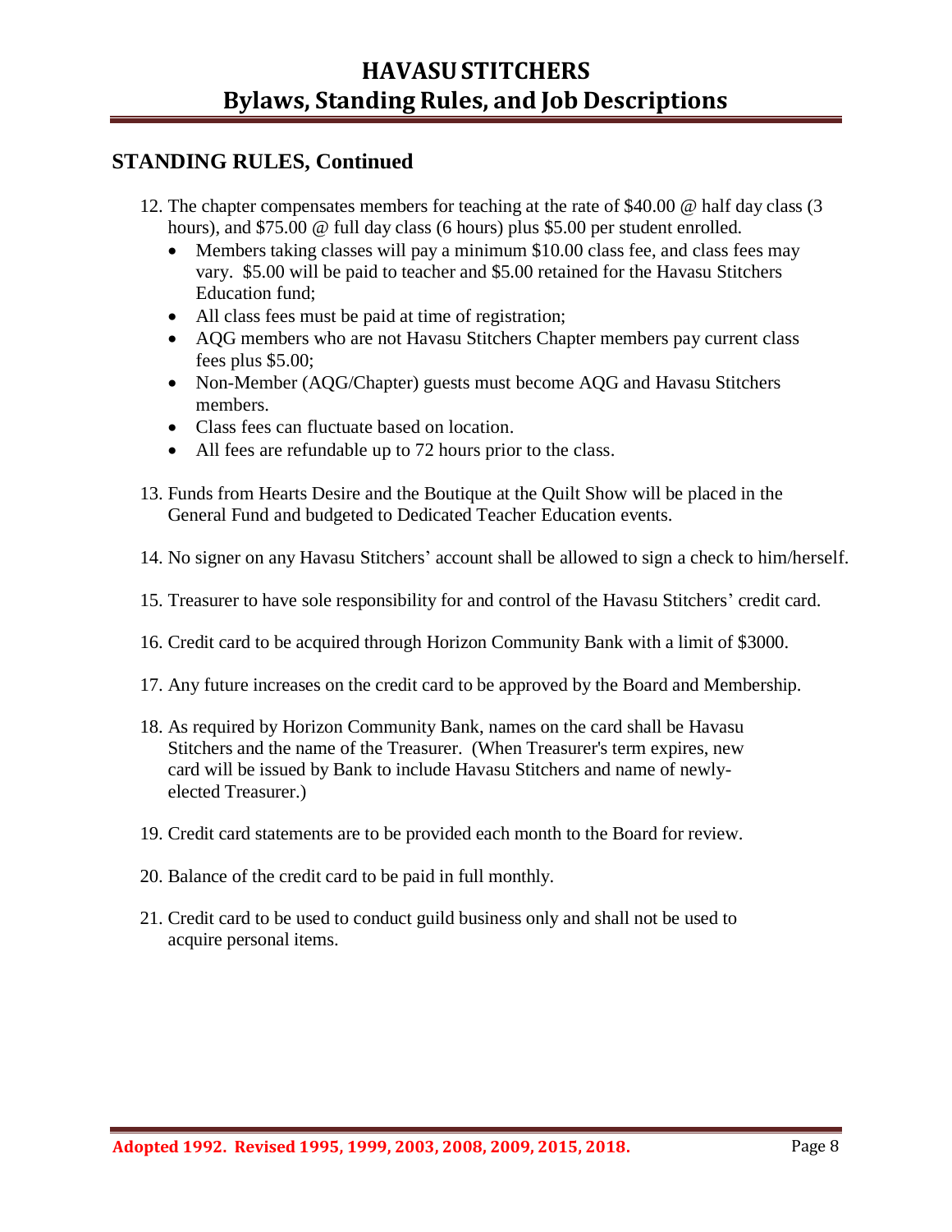## STANDING RULES, Continued

12. The chapter compensates members for teaching at the rate of $40.00 @ half day class (3 hours), and $75.00 @ full day class (6 hours) plus $5.00 per student enrolled.
    - Members taking classes will pay a minimum $10.00 class fee, and class fees may vary. $5.00 will be paid to teacher and $5.00 retained for the Havasu Stitchers Education fund;
    - All class fees must be paid at time of registration;
    - AQG members who are not Havasu Stitchers Chapter members pay current class fees plus $5.00;
    - Non-Member (AQG/Chapter) guests must become AQG and Havasu Stitchers members.
    - Class fees can fluctuate based on location.
    - All fees are refundable up to 72 hours prior to the class.

13. Funds from Hearts Desire and the Boutique at the Quilt Show will be placed in the General Fund and budgeted to Dedicated Teacher Education events.

14. No signer on any Havasu Stitchers' account shall be allowed to sign a check to him/herself.

15. Treasurer to have sole responsibility for and control of the Havasu Stitchers' credit card.

16. Credit card to be acquired through Horizon Community Bank with a limit of $3000.

17. Any future increases on the credit card to be approved by the Board and Membership.

18. As required by Horizon Community Bank, names on the card shall be Havasu Stitchers and the name of the Treasurer. (When Treasurer's term expires, new card will be issued by Bank to include Havasu Stitchers and name of newly-elected Treasurer.)

19. Credit card statements are to be provided each month to the Board for review.

20. Balance of the credit card to be paid in full monthly.

21. Credit card to be used to conduct guild business only and shall not be used to acquire personal items.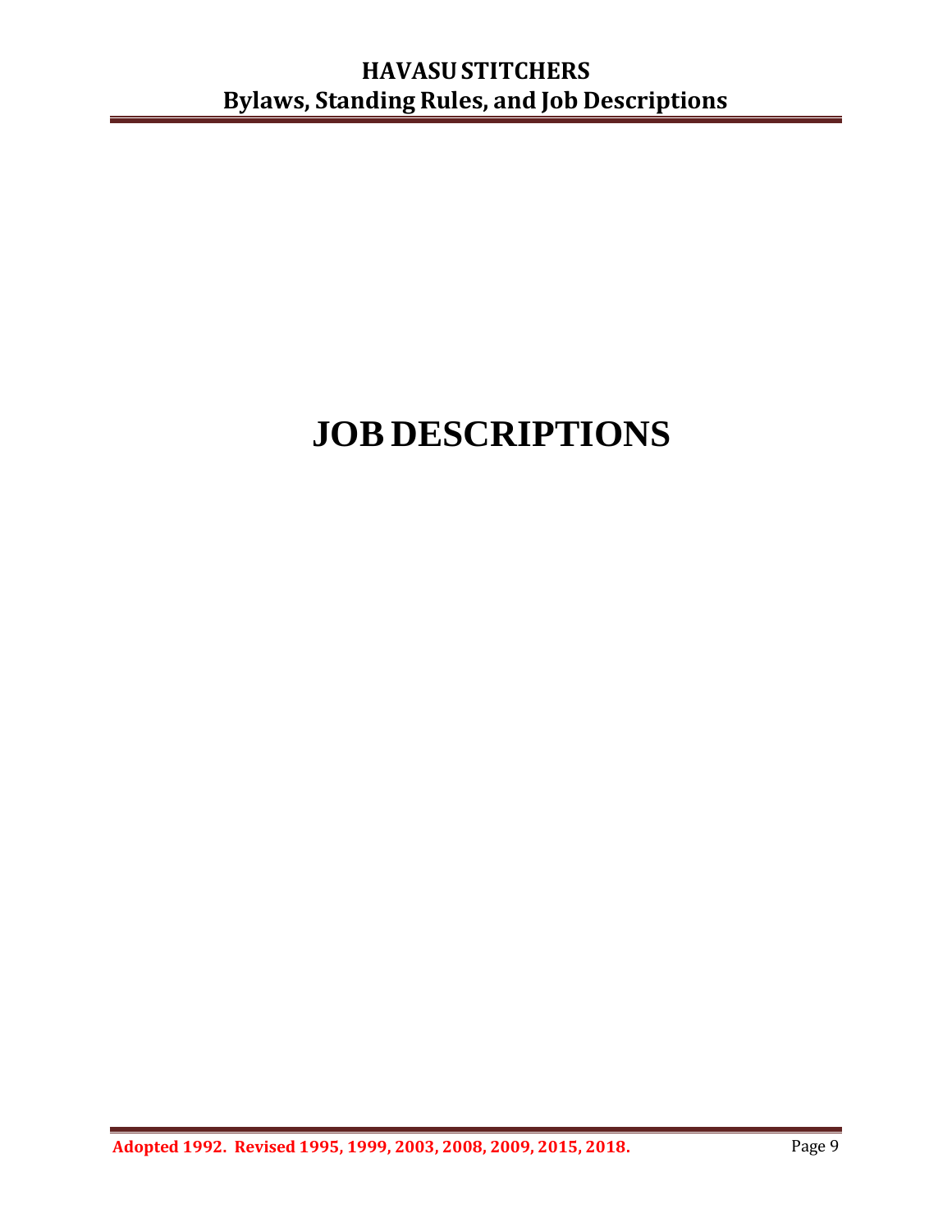# JOB DESCRIPTIONS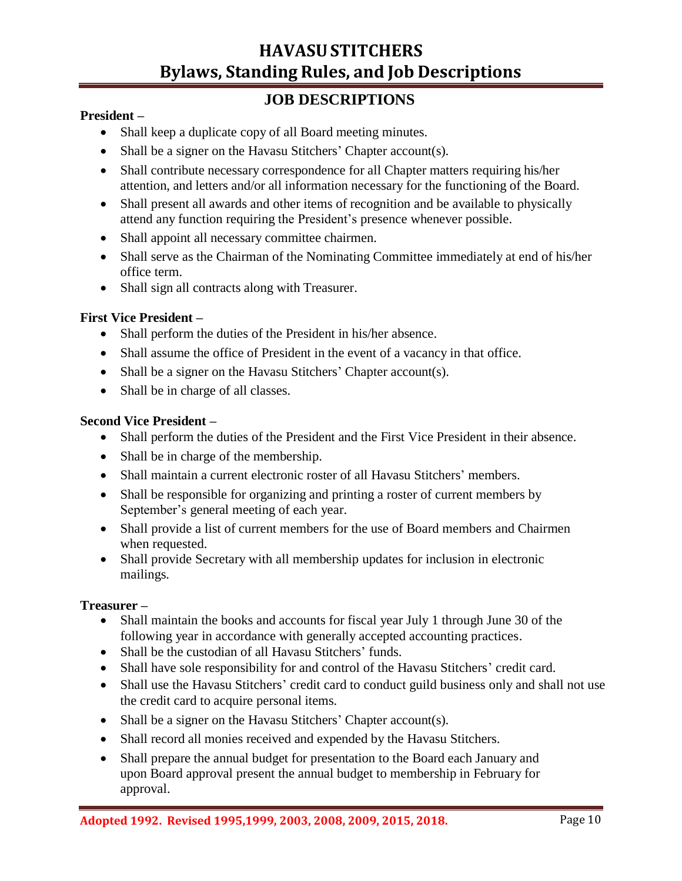## JOB DESCRIPTIONS

**President –**

- Shall keep a duplicate copy of all Board meeting minutes.
- Shall be a signer on the Havasu Stitchers' Chapter account(s).
- Shall contribute necessary correspondence for all Chapter matters requiring his/her attention, and letters and/or all information necessary for the functioning of the Board.
- Shall present all awards and other items of recognition and be available to physically attend any function requiring the President's presence whenever possible.
- Shall appoint all necessary committee chairmen.
- Shall serve as the Chairman of the Nominating Committee immediately at end of his/her office term.
- Shall sign all contracts along with Treasurer.

**First Vice President –**

- Shall perform the duties of the President in his/her absence.
- Shall assume the office of President in the event of a vacancy in that office.
- Shall be a signer on the Havasu Stitchers' Chapter account(s).
- Shall be in charge of all classes.

**Second Vice President –**

- Shall perform the duties of the President and the First Vice President in their absence.
- Shall be in charge of the membership.
- Shall maintain a current electronic roster of all Havasu Stitchers' members.
- Shall be responsible for organizing and printing a roster of current members by September's general meeting of each year.
- Shall provide a list of current members for the use of Board members and Chairmen when requested.
- Shall provide Secretary with all membership updates for inclusion in electronic mailings.

**Treasurer –**

- Shall maintain the books and accounts for fiscal year July 1 through June 30 of the following year in accordance with generally accepted accounting practices.
- Shall be the custodian of all Havasu Stitchers' funds.
- Shall have sole responsibility for and control of the Havasu Stitchers' credit card.
- Shall use the Havasu Stitchers' credit card to conduct guild business only and shall not use the credit card to acquire personal items.
- Shall be a signer on the Havasu Stitchers' Chapter account(s).
- Shall record all monies received and expended by the Havasu Stitchers.
- Shall prepare the annual budget for presentation to the Board each January and upon Board approval present the annual budget to membership in February for approval.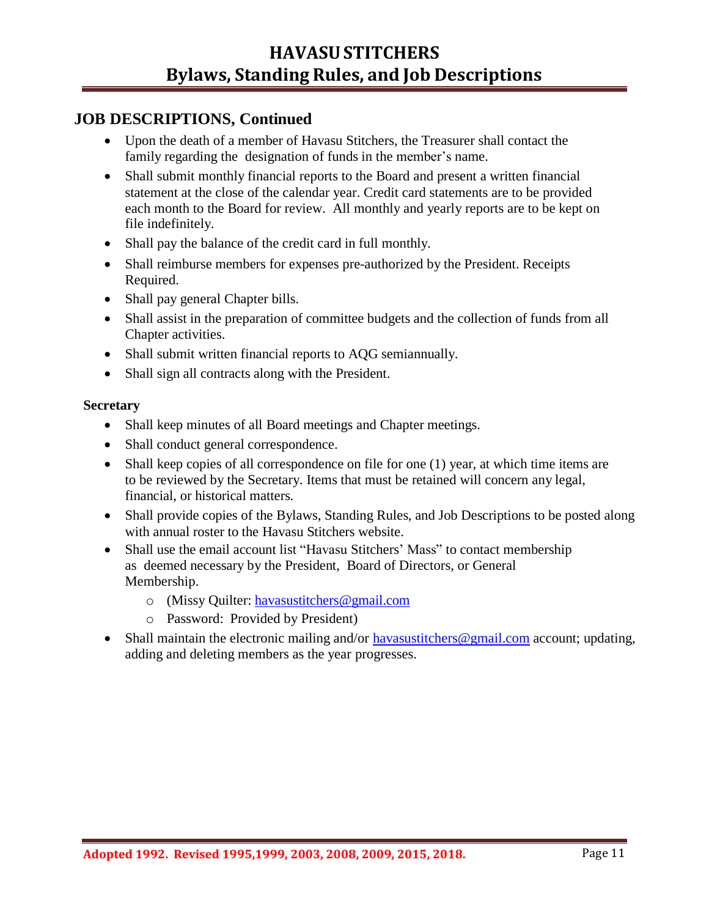## JOB DESCRIPTIONS, Continued

- Upon the death of a member of Havasu Stitchers, the Treasurer shall contact the family regarding the designation of funds in the member's name.
- Shall submit monthly financial reports to the Board and present a written financial statement at the close of the calendar year. Credit card statements are to be provided each month to the Board for review. All monthly and yearly reports are to be kept on file indefinitely.
- Shall pay the balance of the credit card in full monthly.
- Shall reimburse members for expenses pre-authorized by the President. Receipts Required.
- Shall pay general Chapter bills.
- Shall assist in the preparation of committee budgets and the collection of funds from all Chapter activities.
- Shall submit written financial reports to AQG semiannually.
- Shall sign all contracts along with the President.

**Secretary**

- Shall keep minutes of all Board meetings and Chapter meetings.
- Shall conduct general correspondence.
- Shall keep copies of all correspondence on file for one (1) year, at which time items are to be reviewed by the Secretary. Items that must be retained will concern any legal, financial, or historical matters.
- Shall provide copies of the Bylaws, Standing Rules, and Job Descriptions to be posted along with annual roster to the Havasu Stitchers website.
- Shall use the email account list "Havasu Stitchers' Mass" to contact membership as deemed necessary by the President, Board of Directors, or General Membership.
  - (Missy Quilter: havasustitchers@gmail.com
  - Password: Provided by President)
- Shall maintain the electronic mailing and/or havasustitchers@gmail.com account; updating, adding and deleting members as the year progresses.

**Adopted 1992. Revised 1995,1999, 2003, 2008, 2009, 2015, 2018.**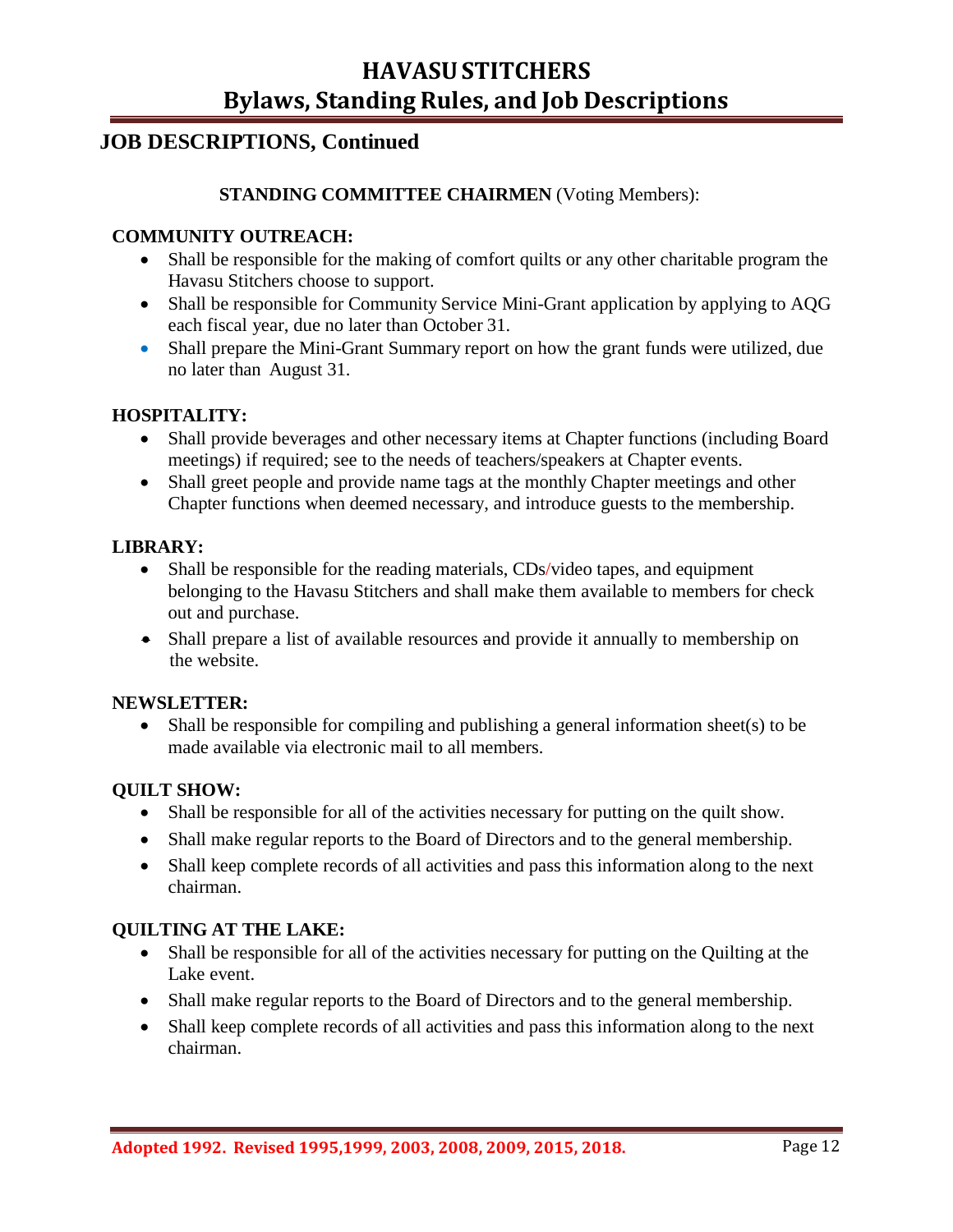## JOB DESCRIPTIONS, Continued

**STANDING COMMITTEE CHAIRMEN** (Voting Members):

**COMMUNITY OUTREACH:**

- Shall be responsible for the making of comfort quilts or any other charitable program the Havasu Stitchers choose to support.
- Shall be responsible for Community Service Mini-Grant application by applying to AQG each fiscal year, due no later than October 31.
- Shall prepare the Mini-Grant Summary report on how the grant funds were utilized, due no later than August 31.

**HOSPITALITY:**

- Shall provide beverages and other necessary items at Chapter functions (including Board meetings) if required; see to the needs of teachers/speakers at Chapter events.
- Shall greet people and provide name tags at the monthly Chapter meetings and other Chapter functions when deemed necessary, and introduce guests to the membership.

**LIBRARY:**

- Shall be responsible for the reading materials, CDs/video tapes, and equipment belonging to the Havasu Stitchers and shall make them available to members for check out and purchase.
- Shall prepare a list of available resources and provide it annually to membership on the website.

**NEWSLETTER:**

- Shall be responsible for compiling and publishing a general information sheet(s) to be made available via electronic mail to all members.

**QUILT SHOW:**

- Shall be responsible for all of the activities necessary for putting on the quilt show.
- Shall make regular reports to the Board of Directors and to the general membership.
- Shall keep complete records of all activities and pass this information along to the next chairman.

**QUILTING AT THE LAKE:**

- Shall be responsible for all of the activities necessary for putting on the Quilting at the Lake event.
- Shall make regular reports to the Board of Directors and to the general membership.
- Shall keep complete records of all activities and pass this information along to the next chairman.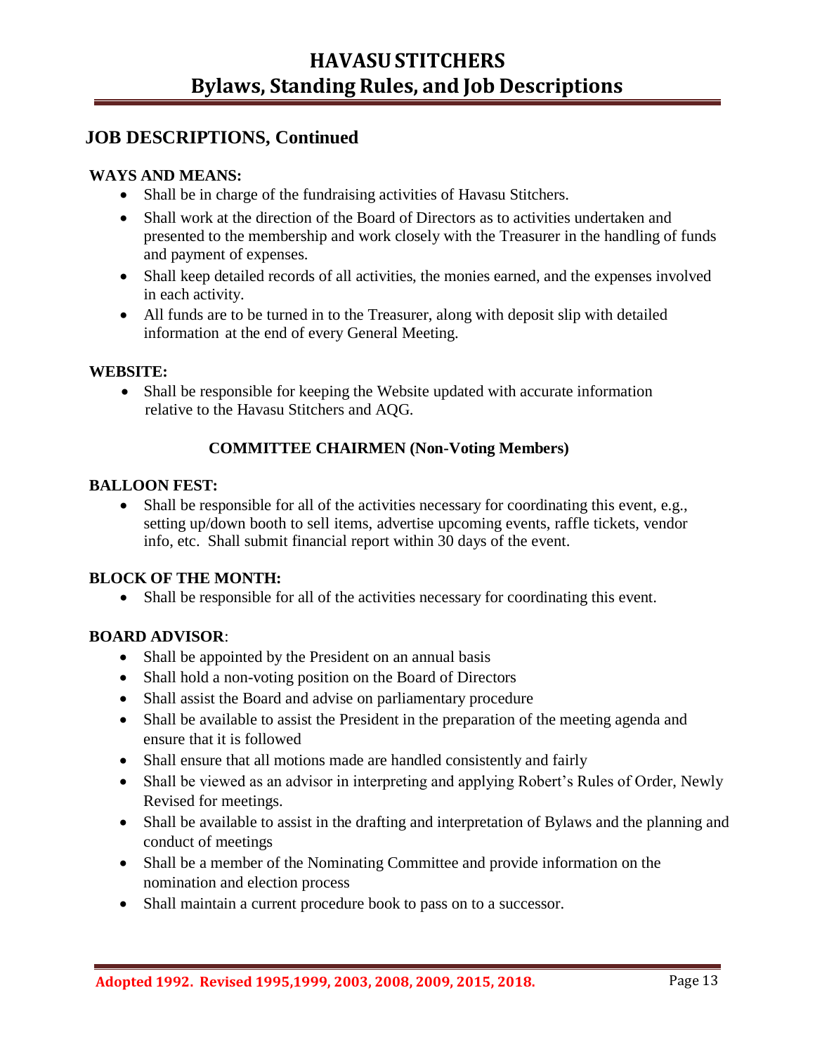## JOB DESCRIPTIONS, Continued

**WAYS AND MEANS:**

- Shall be in charge of the fundraising activities of Havasu Stitchers.
- Shall work at the direction of the Board of Directors as to activities undertaken and presented to the membership and work closely with the Treasurer in the handling of funds and payment of expenses.
- Shall keep detailed records of all activities, the monies earned, and the expenses involved in each activity.
- All funds are to be turned in to the Treasurer, along with deposit slip with detailed information at the end of every General Meeting.

**WEBSITE:**

- Shall be responsible for keeping the Website updated with accurate information relative to the Havasu Stitchers and AQG.

**COMMITTEE CHAIRMEN (Non-Voting Members)**

**BALLOON FEST:**

- Shall be responsible for all of the activities necessary for coordinating this event, e.g., setting up/down booth to sell items, advertise upcoming events, raffle tickets, vendor info, etc. Shall submit financial report within 30 days of the event.

**BLOCK OF THE MONTH:**

- Shall be responsible for all of the activities necessary for coordinating this event.

**BOARD ADVISOR**:

- Shall be appointed by the President on an annual basis
- Shall hold a non-voting position on the Board of Directors
- Shall assist the Board and advise on parliamentary procedure
- Shall be available to assist the President in the preparation of the meeting agenda and ensure that it is followed
- Shall ensure that all motions made are handled consistently and fairly
- Shall be viewed as an advisor in interpreting and applying Robert's Rules of Order, Newly Revised for meetings.
- Shall be available to assist in the drafting and interpretation of Bylaws and the planning and conduct of meetings
- Shall be a member of the Nominating Committee and provide information on the nomination and election process
- Shall maintain a current procedure book to pass on to a successor.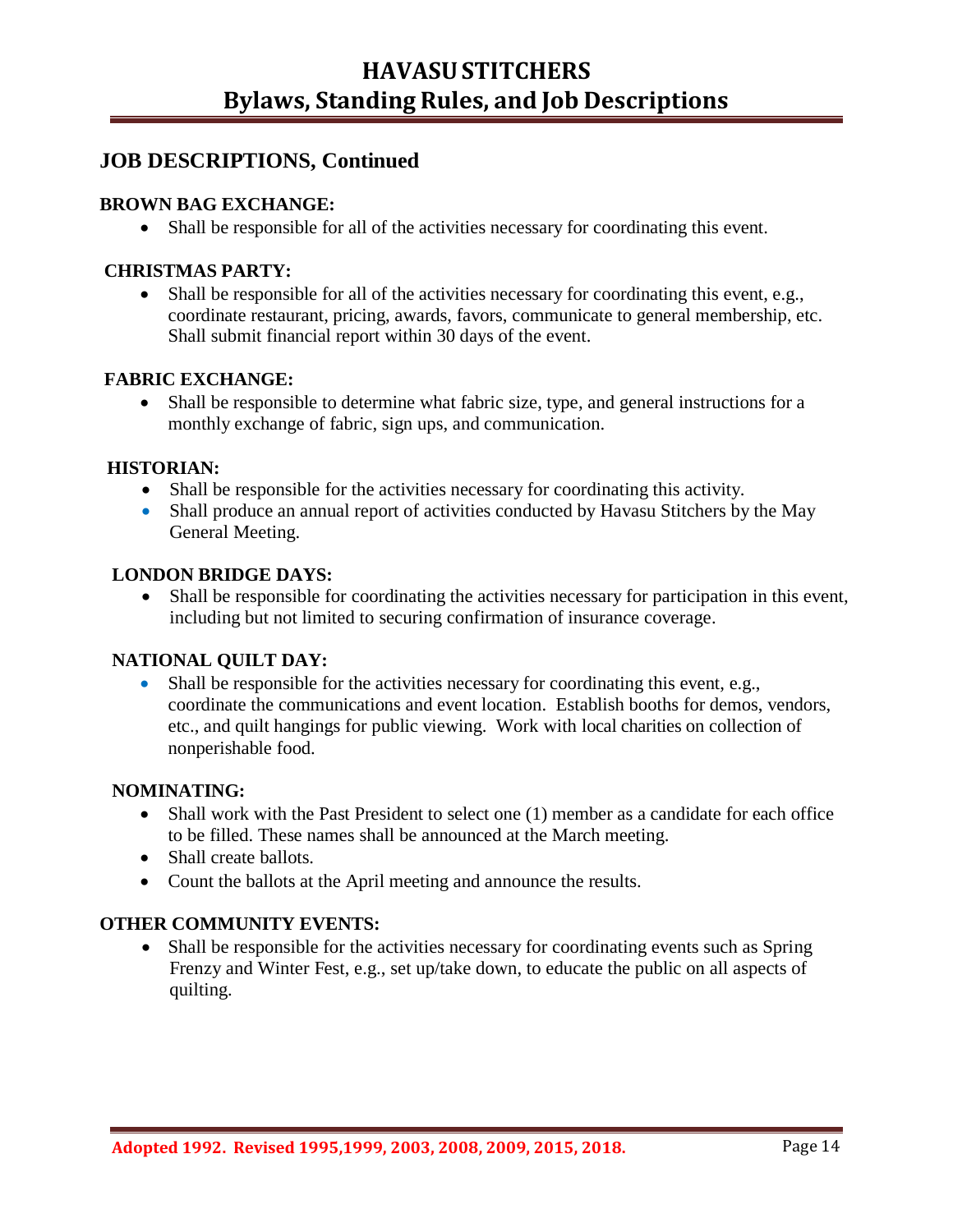## JOB DESCRIPTIONS, Continued

**BROWN BAG EXCHANGE:**

- Shall be responsible for all of the activities necessary for coordinating this event.

**CHRISTMAS PARTY:**

- Shall be responsible for all of the activities necessary for coordinating this event, e.g., coordinate restaurant, pricing, awards, favors, communicate to general membership, etc. Shall submit financial report within 30 days of the event.

**FABRIC EXCHANGE:**

- Shall be responsible to determine what fabric size, type, and general instructions for a monthly exchange of fabric, sign ups, and communication.

**HISTORIAN:**

- Shall be responsible for the activities necessary for coordinating this activity.
- Shall produce an annual report of activities conducted by Havasu Stitchers by the May General Meeting.

**LONDON BRIDGE DAYS:**

- Shall be responsible for coordinating the activities necessary for participation in this event, including but not limited to securing confirmation of insurance coverage.

**NATIONAL QUILT DAY:**

- Shall be responsible for the activities necessary for coordinating this event, e.g., coordinate the communications and event location. Establish booths for demos, vendors, etc., and quilt hangings for public viewing. Work with local charities on collection of nonperishable food.

**NOMINATING:**

- Shall work with the Past President to select one (1) member as a candidate for each office to be filled. These names shall be announced at the March meeting.
- Shall create ballots.
- Count the ballots at the April meeting and announce the results.

**OTHER COMMUNITY EVENTS:**

- Shall be responsible for the activities necessary for coordinating events such as Spring Frenzy and Winter Fest, e.g., set up/take down, to educate the public on all aspects of quilting.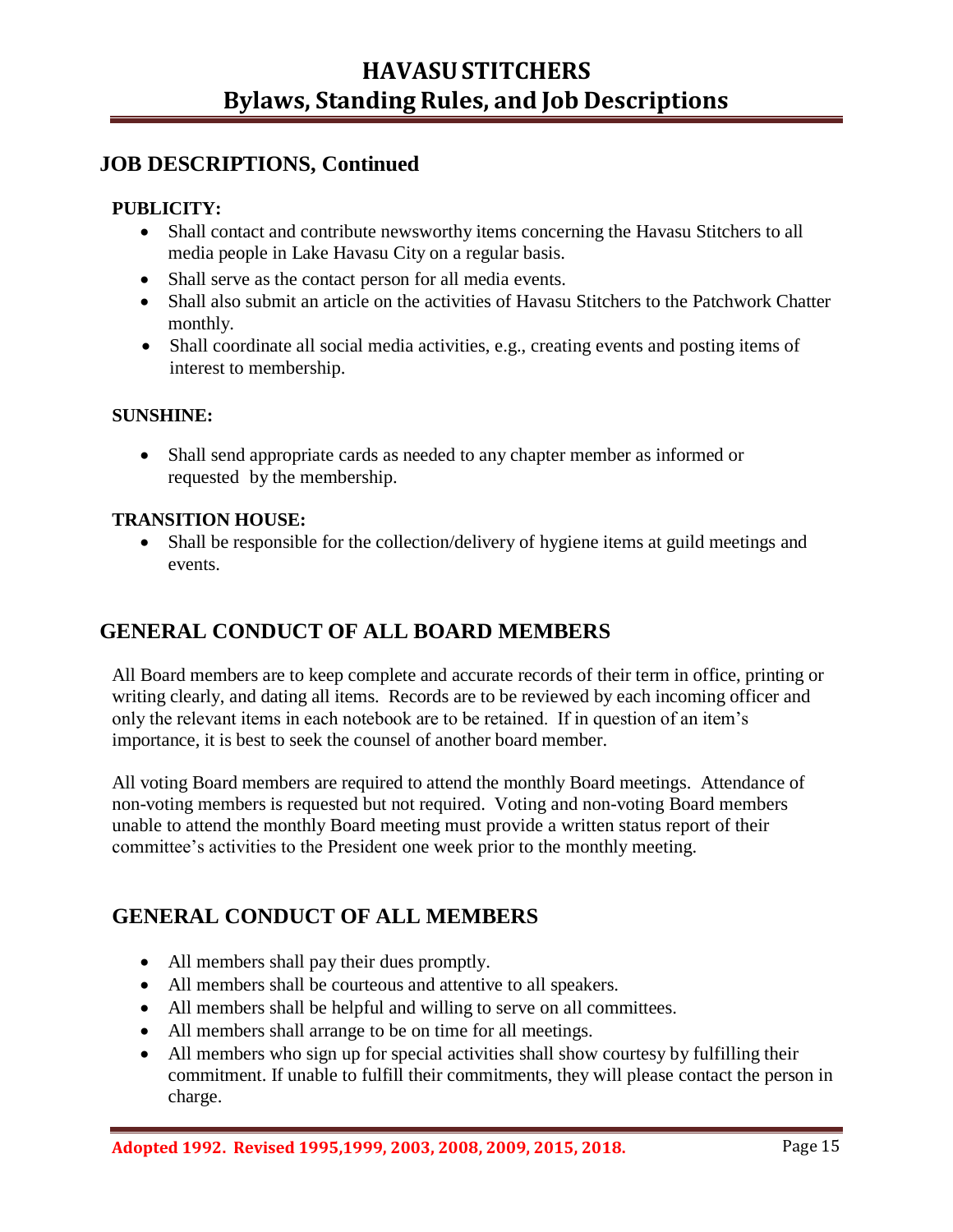## JOB DESCRIPTIONS, Continued

### PUBLICITY:

- Shall contact and contribute newsworthy items concerning the Havasu Stitchers to all media people in Lake Havasu City on a regular basis.
- Shall serve as the contact person for all media events.
- Shall also submit an article on the activities of Havasu Stitchers to the Patchwork Chatter monthly.
- Shall coordinate all social media activities, e.g., creating events and posting items of interest to membership.

### SUNSHINE:

- Shall send appropriate cards as needed to any chapter member as informed or requested by the membership.

### TRANSITION HOUSE:

- Shall be responsible for the collection/delivery of hygiene items at guild meetings and events.

## GENERAL CONDUCT OF ALL BOARD MEMBERS

All Board members are to keep complete and accurate records of their term in office, printing or writing clearly, and dating all items. Records are to be reviewed by each incoming officer and only the relevant items in each notebook are to be retained. If in question of an item's importance, it is best to seek the counsel of another board member.

All voting Board members are required to attend the monthly Board meetings. Attendance of non-voting members is requested but not required. Voting and non-voting Board members unable to attend the monthly Board meeting must provide a written status report of their committee's activities to the President one week prior to the monthly meeting.

## GENERAL CONDUCT OF ALL MEMBERS

- All members shall pay their dues promptly.
- All members shall be courteous and attentive to all speakers.
- All members shall be helpful and willing to serve on all committees.
- All members shall arrange to be on time for all meetings.
- All members who sign up for special activities shall show courtesy by fulfilling their commitment. If unable to fulfill their commitments, they will please contact the person in charge.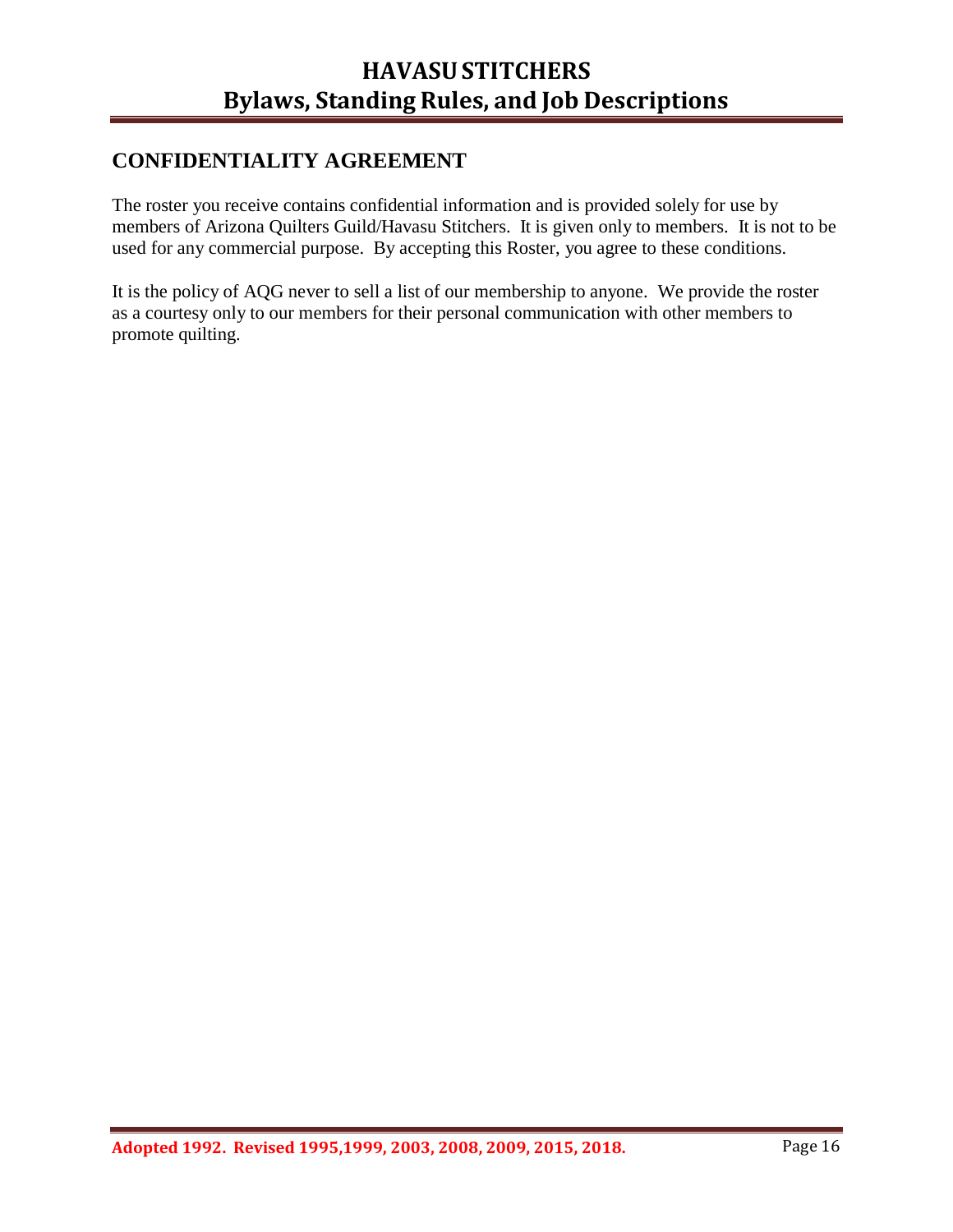## CONFIDENTIALITY AGREEMENT

The roster you receive contains confidential information and is provided solely for use by members of Arizona Quilters Guild/Havasu Stitchers. It is given only to members. It is not to be used for any commercial purpose. By accepting this Roster, you agree to these conditions.

It is the policy of AQG never to sell a list of our membership to anyone. We provide the roster as a courtesy only to our members for their personal communication with other members to promote quilting.